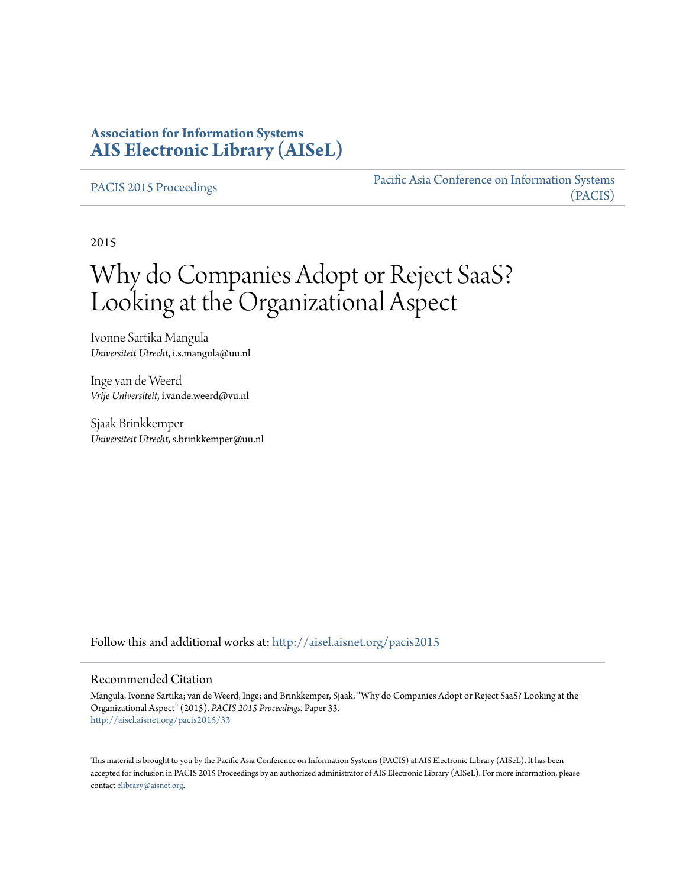**Association for Information Systems**
**AIS Electronic Library (AISeL)**

PACIS 2015 Proceedings

Pacific Asia Conference on Information Systems (PACIS)

2015

# Why do Companies Adopt or Reject SaaS? Looking at the Organizational Aspect

Ivonne Sartika Mangula
*Universiteit Utrecht*, i.s.mangula@uu.nl

Inge van de Weerd
*Vrije Universiteit*, i.vande.weerd@vu.nl

Sjaak Brinkkemper
*Universiteit Utrecht*, s.brinkkemper@uu.nl

Follow this and additional works at: http://aisel.aisnet.org/pacis2015

## Recommended Citation

Mangula, Ivonne Sartika; van de Weerd, Inge; and Brinkkemper, Sjaak, "Why do Companies Adopt or Reject SaaS? Looking at the Organizational Aspect" (2015). *PACIS 2015 Proceedings.* Paper 33.
http://aisel.aisnet.org/pacis2015/33

This material is brought to you by the Pacific Asia Conference on Information Systems (PACIS) at AIS Electronic Library (AISeL). It has been accepted for inclusion in PACIS 2015 Proceedings by an authorized administrator of AIS Electronic Library (AISeL). For more information, please contact elibrary@aisnet.org.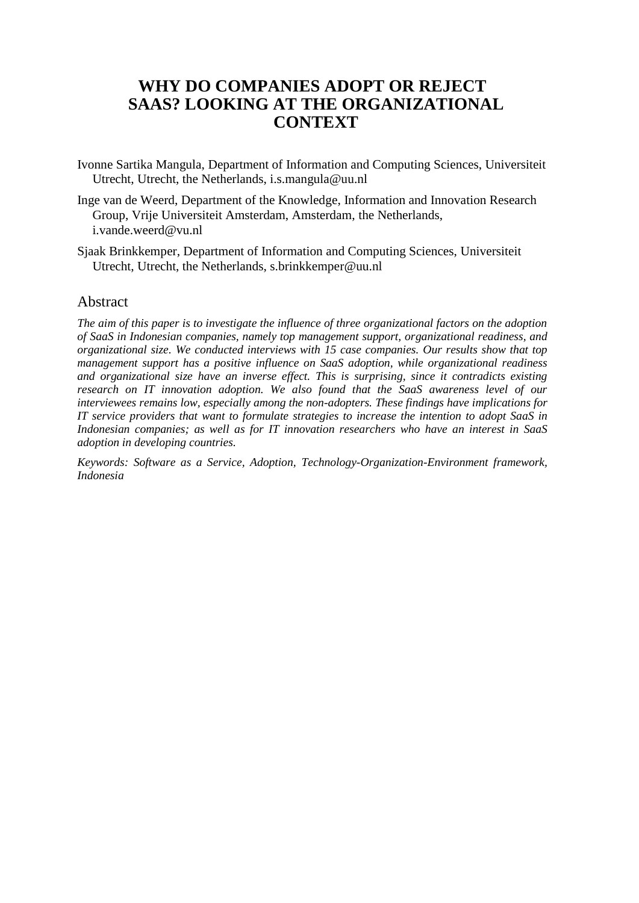# WHY DO COMPANIES ADOPT OR REJECT SAAS? LOOKING AT THE ORGANIZATIONAL CONTEXT

Ivonne Sartika Mangula, Department of Information and Computing Sciences, Universiteit Utrecht, Utrecht, the Netherlands, i.s.mangula@uu.nl

Inge van de Weerd, Department of the Knowledge, Information and Innovation Research Group, Vrije Universiteit Amsterdam, Amsterdam, the Netherlands, i.vande.weerd@vu.nl

Sjaak Brinkkemper, Department of Information and Computing Sciences, Universiteit Utrecht, Utrecht, the Netherlands, s.brinkkemper@uu.nl

## Abstract

*The aim of this paper is to investigate the influence of three organizational factors on the adoption of SaaS in Indonesian companies, namely top management support, organizational readiness, and organizational size. We conducted interviews with 15 case companies. Our results show that top management support has a positive influence on SaaS adoption, while organizational readiness and organizational size have an inverse effect. This is surprising, since it contradicts existing research on IT innovation adoption. We also found that the SaaS awareness level of our interviewees remains low, especially among the non-adopters. These findings have implications for IT service providers that want to formulate strategies to increase the intention to adopt SaaS in Indonesian companies; as well as for IT innovation researchers who have an interest in SaaS adoption in developing countries.*

*Keywords: Software as a Service, Adoption, Technology-Organization-Environment framework, Indonesia*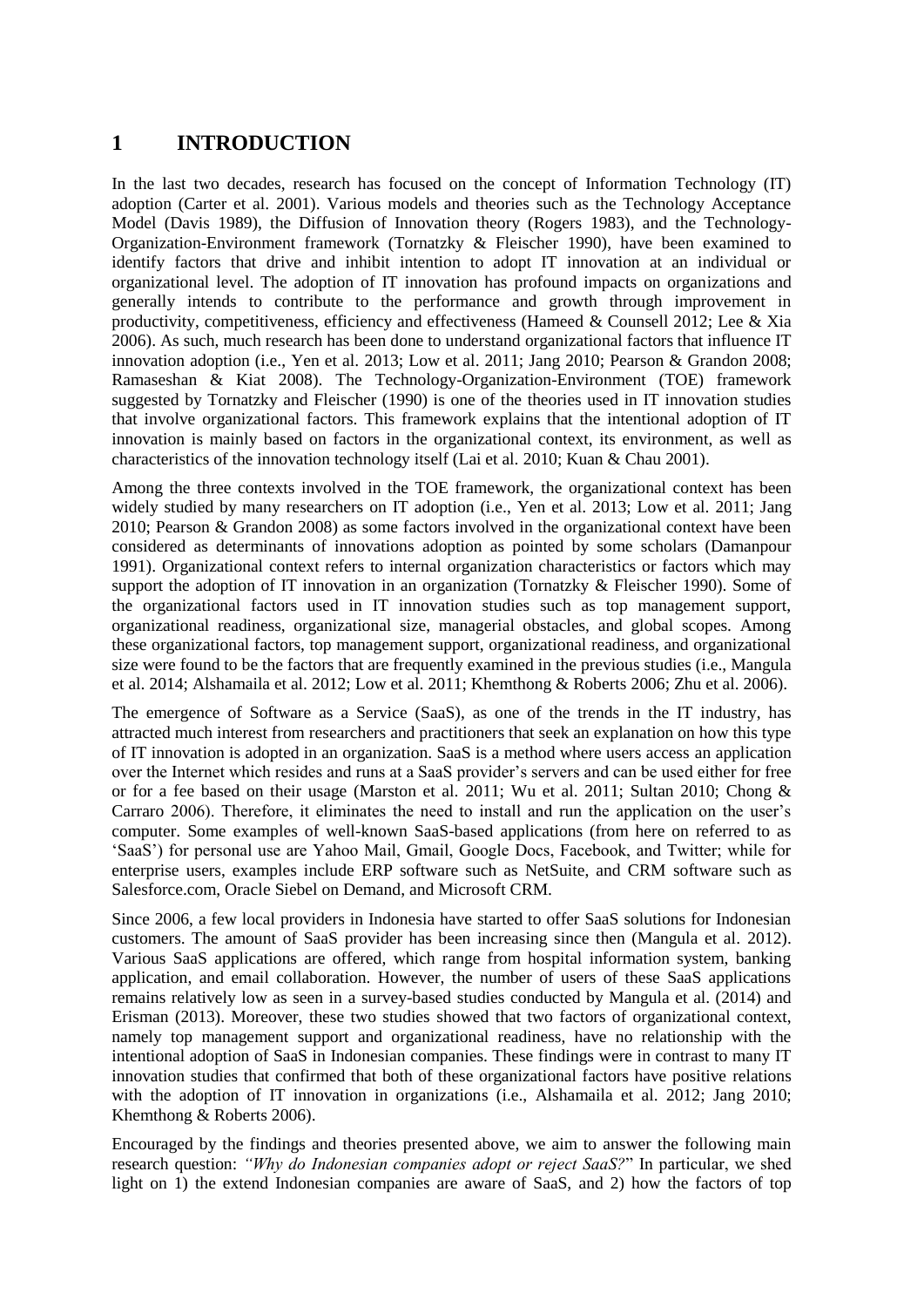# 1 INTRODUCTION

In the last two decades, research has focused on the concept of Information Technology (IT) adoption (Carter et al. 2001). Various models and theories such as the Technology Acceptance Model (Davis 1989), the Diffusion of Innovation theory (Rogers 1983), and the Technology-Organization-Environment framework (Tornatzky & Fleischer 1990), have been examined to identify factors that drive and inhibit intention to adopt IT innovation at an individual or organizational level. The adoption of IT innovation has profound impacts on organizations and generally intends to contribute to the performance and growth through improvement in productivity, competitiveness, efficiency and effectiveness (Hameed & Counsell 2012; Lee & Xia 2006). As such, much research has been done to understand organizational factors that influence IT innovation adoption (i.e., Yen et al. 2013; Low et al. 2011; Jang 2010; Pearson & Grandon 2008; Ramaseshan & Kiat 2008). The Technology-Organization-Environment (TOE) framework suggested by Tornatzky and Fleischer (1990) is one of the theories used in IT innovation studies that involve organizational factors. This framework explains that the intentional adoption of IT innovation is mainly based on factors in the organizational context, its environment, as well as characteristics of the innovation technology itself (Lai et al. 2010; Kuan & Chau 2001).

Among the three contexts involved in the TOE framework, the organizational context has been widely studied by many researchers on IT adoption (i.e., Yen et al. 2013; Low et al. 2011; Jang 2010; Pearson & Grandon 2008) as some factors involved in the organizational context have been considered as determinants of innovations adoption as pointed by some scholars (Damanpour 1991). Organizational context refers to internal organization characteristics or factors which may support the adoption of IT innovation in an organization (Tornatzky & Fleischer 1990). Some of the organizational factors used in IT innovation studies such as top management support, organizational readiness, organizational size, managerial obstacles, and global scopes. Among these organizational factors, top management support, organizational readiness, and organizational size were found to be the factors that are frequently examined in the previous studies (i.e., Mangula et al. 2014; Alshamaila et al. 2012; Low et al. 2011; Khemthong & Roberts 2006; Zhu et al. 2006).

The emergence of Software as a Service (SaaS), as one of the trends in the IT industry, has attracted much interest from researchers and practitioners that seek an explanation on how this type of IT innovation is adopted in an organization. SaaS is a method where users access an application over the Internet which resides and runs at a SaaS provider's servers and can be used either for free or for a fee based on their usage (Marston et al. 2011; Wu et al. 2011; Sultan 2010; Chong & Carraro 2006). Therefore, it eliminates the need to install and run the application on the user's computer. Some examples of well-known SaaS-based applications (from here on referred to as 'SaaS') for personal use are Yahoo Mail, Gmail, Google Docs, Facebook, and Twitter; while for enterprise users, examples include ERP software such as NetSuite, and CRM software such as Salesforce.com, Oracle Siebel on Demand, and Microsoft CRM.

Since 2006, a few local providers in Indonesia have started to offer SaaS solutions for Indonesian customers. The amount of SaaS provider has been increasing since then (Mangula et al. 2012). Various SaaS applications are offered, which range from hospital information system, banking application, and email collaboration. However, the number of users of these SaaS applications remains relatively low as seen in a survey-based studies conducted by Mangula et al. (2014) and Erisman (2013). Moreover, these two studies showed that two factors of organizational context, namely top management support and organizational readiness, have no relationship with the intentional adoption of SaaS in Indonesian companies. These findings were in contrast to many IT innovation studies that confirmed that both of these organizational factors have positive relations with the adoption of IT innovation in organizations (i.e., Alshamaila et al. 2012; Jang 2010; Khemthong & Roberts 2006).

Encouraged by the findings and theories presented above, we aim to answer the following main research question: *"Why do Indonesian companies adopt or reject SaaS?"* In particular, we shed light on 1) the extend Indonesian companies are aware of SaaS, and 2) how the factors of top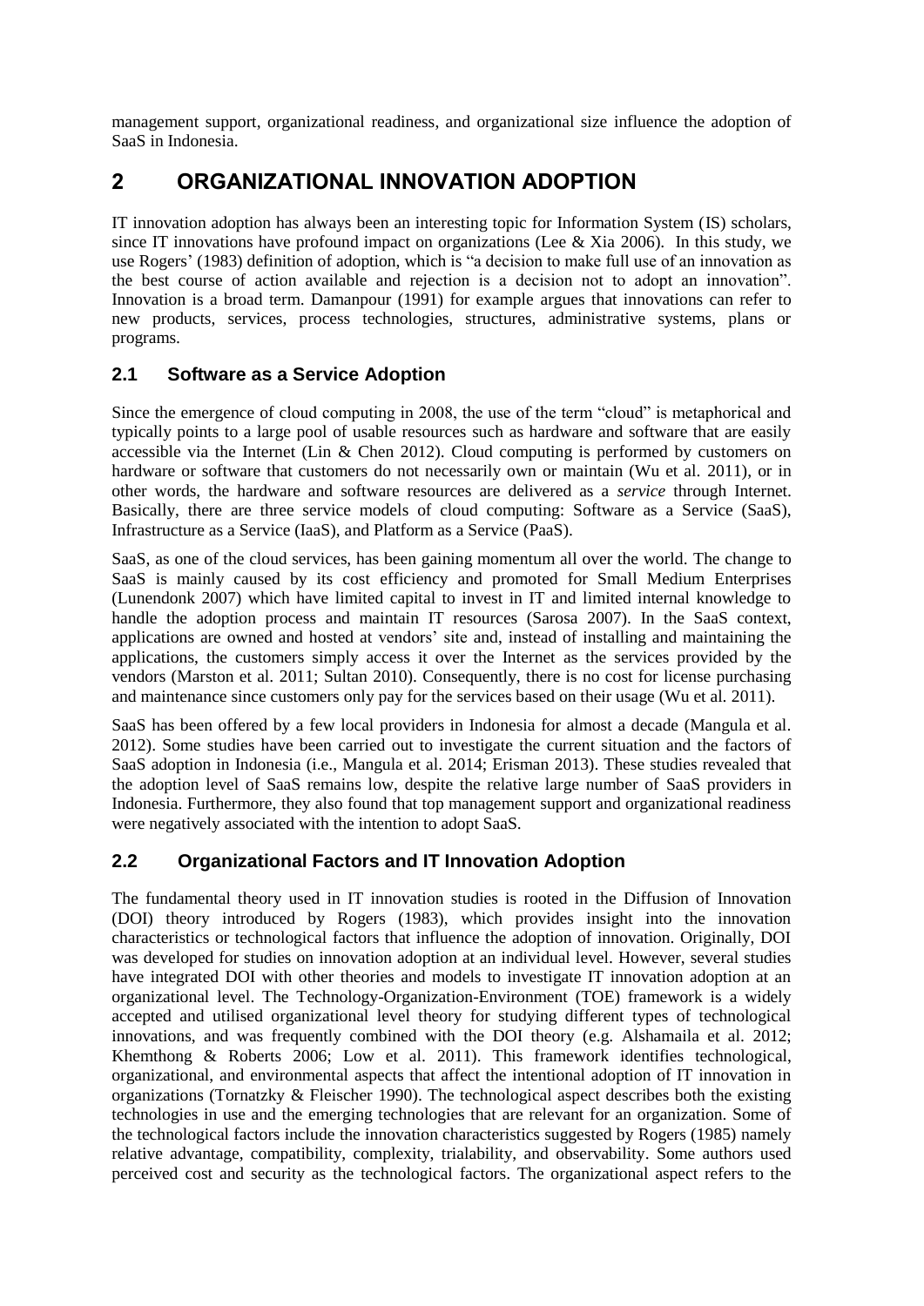management support, organizational readiness, and organizational size influence the adoption of SaaS in Indonesia.

# 2 ORGANIZATIONAL INNOVATION ADOPTION

IT innovation adoption has always been an interesting topic for Information System (IS) scholars, since IT innovations have profound impact on organizations (Lee & Xia 2006). In this study, we use Rogers' (1983) definition of adoption, which is "a decision to make full use of an innovation as the best course of action available and rejection is a decision not to adopt an innovation". Innovation is a broad term. Damanpour (1991) for example argues that innovations can refer to new products, services, process technologies, structures, administrative systems, plans or programs.

## 2.1 Software as a Service Adoption

Since the emergence of cloud computing in 2008, the use of the term "cloud" is metaphorical and typically points to a large pool of usable resources such as hardware and software that are easily accessible via the Internet (Lin & Chen 2012). Cloud computing is performed by customers on hardware or software that customers do not necessarily own or maintain (Wu et al. 2011), or in other words, the hardware and software resources are delivered as a *service* through Internet. Basically, there are three service models of cloud computing: Software as a Service (SaaS), Infrastructure as a Service (IaaS), and Platform as a Service (PaaS).

SaaS, as one of the cloud services, has been gaining momentum all over the world. The change to SaaS is mainly caused by its cost efficiency and promoted for Small Medium Enterprises (Lunendonk 2007) which have limited capital to invest in IT and limited internal knowledge to handle the adoption process and maintain IT resources (Sarosa 2007). In the SaaS context, applications are owned and hosted at vendors' site and, instead of installing and maintaining the applications, the customers simply access it over the Internet as the services provided by the vendors (Marston et al. 2011; Sultan 2010). Consequently, there is no cost for license purchasing and maintenance since customers only pay for the services based on their usage (Wu et al. 2011).

SaaS has been offered by a few local providers in Indonesia for almost a decade (Mangula et al. 2012). Some studies have been carried out to investigate the current situation and the factors of SaaS adoption in Indonesia (i.e., Mangula et al. 2014; Erisman 2013). These studies revealed that the adoption level of SaaS remains low, despite the relative large number of SaaS providers in Indonesia. Furthermore, they also found that top management support and organizational readiness were negatively associated with the intention to adopt SaaS.

## 2.2 Organizational Factors and IT Innovation Adoption

The fundamental theory used in IT innovation studies is rooted in the Diffusion of Innovation (DOI) theory introduced by Rogers (1983), which provides insight into the innovation characteristics or technological factors that influence the adoption of innovation. Originally, DOI was developed for studies on innovation adoption at an individual level. However, several studies have integrated DOI with other theories and models to investigate IT innovation adoption at an organizational level. The Technology-Organization-Environment (TOE) framework is a widely accepted and utilised organizational level theory for studying different types of technological innovations, and was frequently combined with the DOI theory (e.g. Alshamaila et al. 2012; Khemthong & Roberts 2006; Low et al. 2011). This framework identifies technological, organizational, and environmental aspects that affect the intentional adoption of IT innovation in organizations (Tornatzky & Fleischer 1990). The technological aspect describes both the existing technologies in use and the emerging technologies that are relevant for an organization. Some of the technological factors include the innovation characteristics suggested by Rogers (1985) namely relative advantage, compatibility, complexity, trialability, and observability. Some authors used perceived cost and security as the technological factors. The organizational aspect refers to the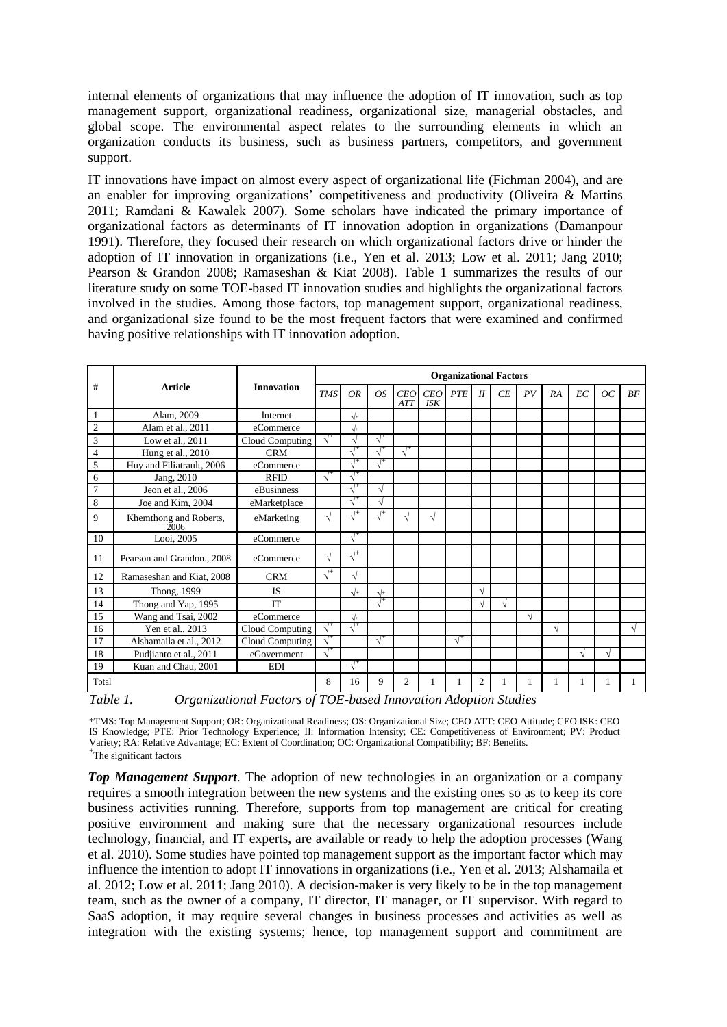internal elements of organizations that may influence the adoption of IT innovation, such as top management support, organizational readiness, organizational size, managerial obstacles, and global scope. The environmental aspect relates to the surrounding elements in which an organization conducts its business, such as business partners, competitors, and government support.

IT innovations have impact on almost every aspect of organizational life (Fichman 2004), and are an enabler for improving organizations' competitiveness and productivity (Oliveira & Martins 2011; Ramdani & Kawalek 2007). Some scholars have indicated the primary importance of organizational factors as determinants of IT innovation adoption in organizations (Damanpour 1991). Therefore, they focused their research on which organizational factors drive or hinder the adoption of IT innovation in organizations (i.e., Yen et al. 2013; Low et al. 2011; Jang 2010; Pearson & Grandon 2008; Ramaseshan & Kiat 2008). Table 1 summarizes the results of our literature study on some TOE-based IT innovation studies and highlights the organizational factors involved in the studies. Among those factors, top management support, organizational readiness, and organizational size found to be the most frequent factors that were examined and confirmed having positive relationships with IT innovation adoption.

| # | Article | Innovation | Organizational Factors | | | | | | | | | | | | |
|---|---|---|---|---|---|---|---|---|---|---|---|---|---|---|---|
| | | | *TMS* | *OR* | *OS* | *CEO ATT* | *CEO ISK* | *PTE* | *II* | *CE* | *PV* | *RA* | *EC* | *OC* | *BF* |
| 1 | Alam, 2009 | Internet | | √[+] | | | | | | | | | | | |
| 2 | Alam et al., 2011 | eCommerce | | √[+] | | | | | | | | | | | |
| 3 | Low et al., 2011 | Cloud Computing | √[+] | √ | √[+] | | | | | | | | | | |
| 4 | Hung et al., 2010 | CRM | | √[+] | √[+] | √[+] | | | | | | | | | |
| 5 | Huy and Filiatrault, 2006 | eCommerce | | √[+] | √[+] | | | | | | | | | | |
| 6 | Jang, 2010 | RFID | √[+] | √[+] | | | | | | | | | | | |
| 7 | Jeon et al., 2006 | eBusinness | | √[+] | √ | | | | | | | | | | |
| 8 | Joe and Kim, 2004 | eMarketplace | | √[+] | √ | | | | | | | | | | |
| 9 | Khemthong and Roberts, 2006 | eMarketing | √ | √[+] | √[+] | √ | √ | | | | | | | | |
| 10 | Looi, 2005 | eCommerce | | √[+] | | | | | | | | | | | |
| 11 | Pearson and Grandon., 2008 | eCommerce | √ | √[+] | | | | | | | | | | | |
| 12 | Ramaseshan and Kiat, 2008 | CRM | √[+] | √ | | | | | | | | | | | |
| 13 | Thong, 1999 | IS | | √[+] | √[+] | | | | √ | | | | | | |
| 14 | Thong and Yap, 1995 | IT | | | √[+] | | | | √ | √ | | | | | |
| 15 | Wang and Tsai, 2002 | eCommerce | | √[+] | | | | | | | √ | | | | |
| 16 | Yen et al., 2013 | Cloud Computing | √[+] | √[+] | | | | | | | | √ | | | √ |
| 17 | Alshamaila et al., 2012 | Cloud Computing | √[+] | | √[+] | | | √[+] | | | | | | | |
| 18 | Pudjianto et al., 2011 | eGovernment | √[+] | | | | | | | | | | √ | √ | |
| 19 | Kuan and Chau, 2001 | EDI | | √[+] | | | | | | | | | | | |
| Total | | | 8 | 16 | 9 | 2 | 1 | 1 | 2 | 1 | 1 | 1 | 1 | 1 | 1 |

*Table 1. Organizational Factors of TOE-based Innovation Adoption Studies*

*TMS: Top Management Support; OR: Organizational Readiness; OS: Organizational Size; CEO ATT: CEO Attitude; CEO ISK: CEO IS Knowledge; PTE: Prior Technology Experience; II: Information Intensity; CE: Competitiveness of Environment; PV: Product Variety; RA: Relative Advantage; EC: Extent of Coordination; OC: Organizational Compatibility; BF: Benefits.

[+]The significant factors

***Top Management Support.*** The adoption of new technologies in an organization or a company requires a smooth integration between the new systems and the existing ones so as to keep its core business activities running. Therefore, supports from top management are critical for creating positive environment and making sure that the necessary organizational resources include technology, financial, and IT experts, are available or ready to help the adoption processes (Wang et al. 2010). Some studies have pointed top management support as the important factor which may influence the intention to adopt IT innovations in organizations (i.e., Yen et al. 2013; Alshamaila et al. 2012; Low et al. 2011; Jang 2010). A decision-maker is very likely to be in the top management team, such as the owner of a company, IT director, IT manager, or IT supervisor. With regard to SaaS adoption, it may require several changes in business processes and activities as well as integration with the existing systems; hence, top management support and commitment are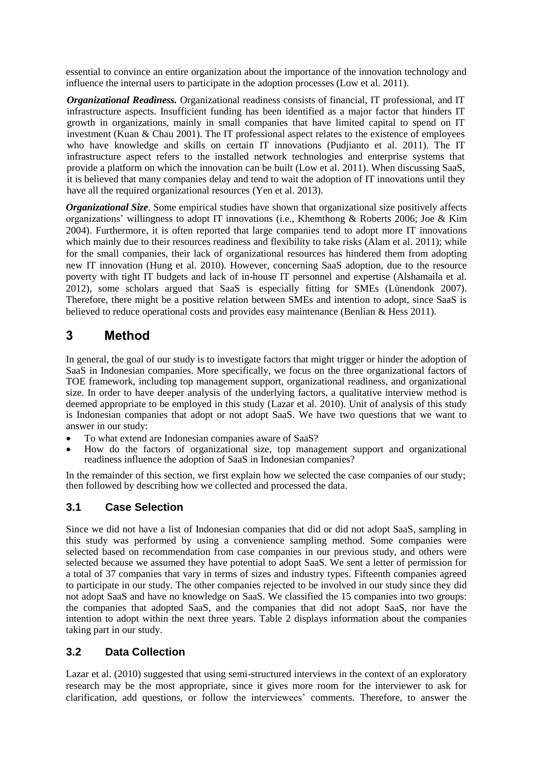essential to convince an entire organization about the importance of the innovation technology and influence the internal users to participate in the adoption processes (Low et al. 2011).

***Organizational Readiness.*** Organizational readiness consists of financial, IT professional, and IT infrastructure aspects. Insufficient funding has been identified as a major factor that hinders IT growth in organizations, mainly in small companies that have limited capital to spend on IT investment (Kuan & Chau 2001). The IT professional aspect relates to the existence of employees who have knowledge and skills on certain IT innovations (Pudjianto et al. 2011). The IT infrastructure aspect refers to the installed network technologies and enterprise systems that provide a platform on which the innovation can be built (Low et al. 2011). When discussing SaaS, it is believed that many companies delay and tend to wait the adoption of IT innovations until they have all the required organizational resources (Yen et al. 2013).

***Organizational Size***. Some empirical studies have shown that organizational size positively affects organizations' willingness to adopt IT innovations (i.e., Khemthong & Roberts 2006; Joe & Kim 2004). Furthermore, it is often reported that large companies tend to adopt more IT innovations which mainly due to their resources readiness and flexibility to take risks (Alam et al. 2011); while for the small companies, their lack of organizational resources has hindered them from adopting new IT innovation (Hung et al. 2010). However, concerning SaaS adoption, due to the resource poverty with tight IT budgets and lack of in-house IT personnel and expertise (Alshamaila et al. 2012), some scholars argued that SaaS is especially fitting for SMEs (Lünendonk 2007). Therefore, there might be a positive relation between SMEs and intention to adopt, since SaaS is believed to reduce operational costs and provides easy maintenance (Benlian & Hess 2011).

# 3 Method

In general, the goal of our study is to investigate factors that might trigger or hinder the adoption of SaaS in Indonesian companies. More specifically, we focus on the three organizational factors of TOE framework, including top management support, organizational readiness, and organizational size. In order to have deeper analysis of the underlying factors, a qualitative interview method is deemed appropriate to be employed in this study (Lazar et al. 2010). Unit of analysis of this study is Indonesian companies that adopt or not adopt SaaS. We have two questions that we want to answer in our study:

- To what extend are Indonesian companies aware of SaaS?
- How do the factors of organizational size, top management support and organizational readiness influence the adoption of SaaS in Indonesian companies?

In the remainder of this section, we first explain how we selected the case companies of our study; then followed by describing how we collected and processed the data.

## 3.1 Case Selection

Since we did not have a list of Indonesian companies that did or did not adopt SaaS, sampling in this study was performed by using a convenience sampling method. Some companies were selected based on recommendation from case companies in our previous study, and others were selected because we assumed they have potential to adopt SaaS. We sent a letter of permission for a total of 37 companies that vary in terms of sizes and industry types. Fifteenth companies agreed to participate in our study. The other companies rejected to be involved in our study since they did not adopt SaaS and have no knowledge on SaaS. We classified the 15 companies into two groups: the companies that adopted SaaS, and the companies that did not adopt SaaS, nor have the intention to adopt within the next three years. Table 2 displays information about the companies taking part in our study.

## 3.2 Data Collection

Lazar et al. (2010) suggested that using semi-structured interviews in the context of an exploratory research may be the most appropriate, since it gives more room for the interviewer to ask for clarification, add questions, or follow the interviewees' comments. Therefore, to answer the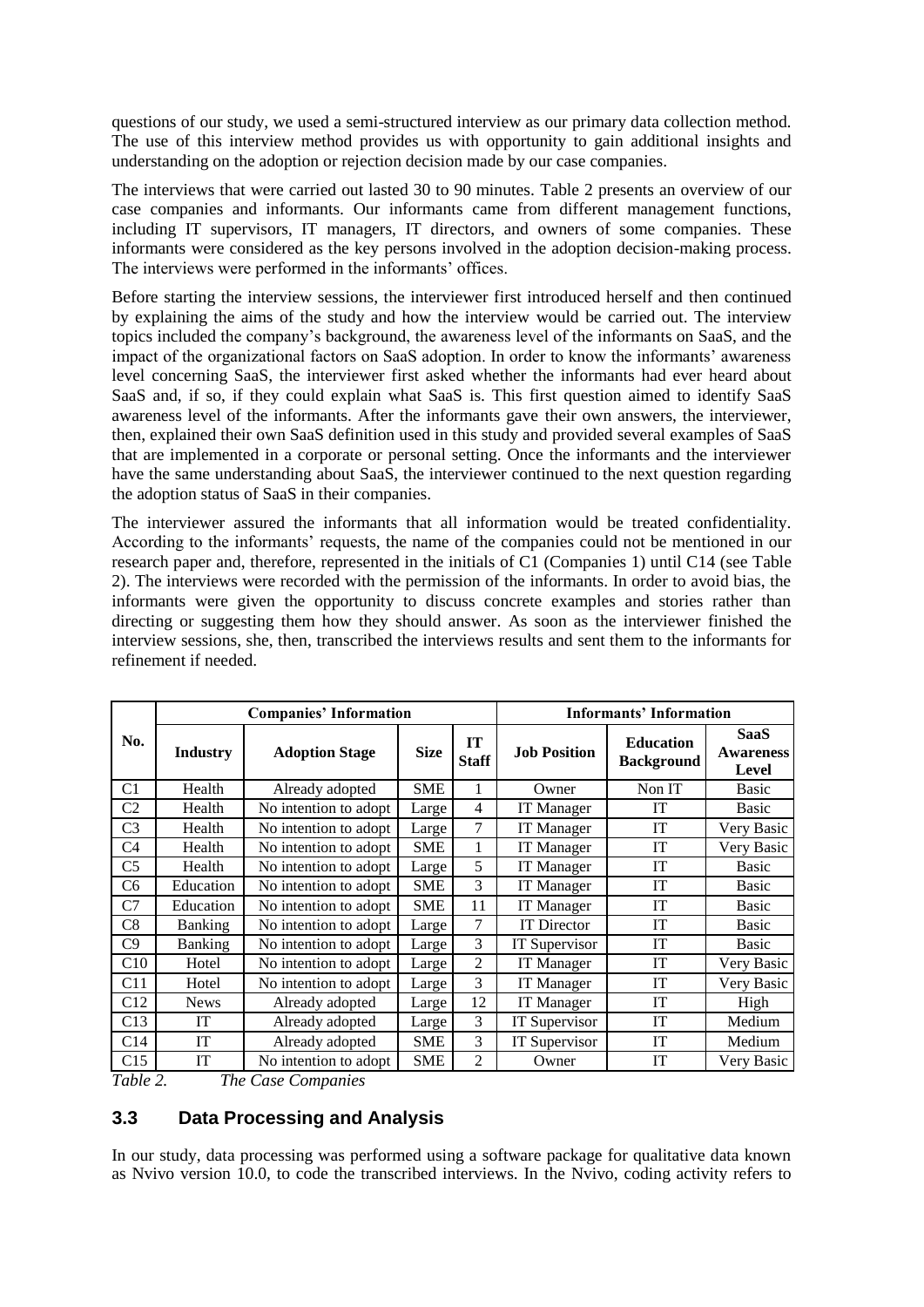questions of our study, we used a semi-structured interview as our primary data collection method. The use of this interview method provides us with opportunity to gain additional insights and understanding on the adoption or rejection decision made by our case companies.

The interviews that were carried out lasted 30 to 90 minutes. Table 2 presents an overview of our case companies and informants. Our informants came from different management functions, including IT supervisors, IT managers, IT directors, and owners of some companies. These informants were considered as the key persons involved in the adoption decision-making process. The interviews were performed in the informants' offices.

Before starting the interview sessions, the interviewer first introduced herself and then continued by explaining the aims of the study and how the interview would be carried out. The interview topics included the company's background, the awareness level of the informants on SaaS, and the impact of the organizational factors on SaaS adoption. In order to know the informants' awareness level concerning SaaS, the interviewer first asked whether the informants had ever heard about SaaS and, if so, if they could explain what SaaS is. This first question aimed to identify SaaS awareness level of the informants. After the informants gave their own answers, the interviewer, then, explained their own SaaS definition used in this study and provided several examples of SaaS that are implemented in a corporate or personal setting. Once the informants and the interviewer have the same understanding about SaaS, the interviewer continued to the next question regarding the adoption status of SaaS in their companies.

The interviewer assured the informants that all information would be treated confidentiality. According to the informants' requests, the name of the companies could not be mentioned in our research paper and, therefore, represented in the initials of C1 (Companies 1) until C14 (see Table 2). The interviews were recorded with the permission of the informants. In order to avoid bias, the informants were given the opportunity to discuss concrete examples and stories rather than directing or suggesting them how they should answer. As soon as the interviewer finished the interview sessions, she, then, transcribed the interviews results and sent them to the informants for refinement if needed.

| No. | Companies' Information | | | | Informants' Information | | |
|---|---|---|---|---|---|---|---|
| | **Industry** | **Adoption Stage** | **Size** | **IT Staff** | **Job Position** | **Education Background** | **SaaS Awareness Level** |
| C1 | Health | Already adopted | SME | 1 | Owner | Non IT | Basic |
| C2 | Health | No intention to adopt | Large | 4 | IT Manager | IT | Basic |
| C3 | Health | No intention to adopt | Large | 7 | IT Manager | IT | Very Basic |
| C4 | Health | No intention to adopt | SME | 1 | IT Manager | IT | Very Basic |
| C5 | Health | No intention to adopt | Large | 5 | IT Manager | IT | Basic |
| C6 | Education | No intention to adopt | SME | 3 | IT Manager | IT | Basic |
| C7 | Education | No intention to adopt | SME | 11 | IT Manager | IT | Basic |
| C8 | Banking | No intention to adopt | Large | 7 | IT Director | IT | Basic |
| C9 | Banking | No intention to adopt | Large | 3 | IT Supervisor | IT | Basic |
| C10 | Hotel | No intention to adopt | Large | 2 | IT Manager | IT | Very Basic |
| C11 | Hotel | No intention to adopt | Large | 3 | IT Manager | IT | Very Basic |
| C12 | News | Already adopted | Large | 12 | IT Manager | IT | High |
| C13 | IT | Already adopted | Large | 3 | IT Supervisor | IT | Medium |
| C14 | IT | Already adopted | SME | 3 | IT Supervisor | IT | Medium |
| C15 | IT | No intention to adopt | SME | 2 | Owner | IT | Very Basic |

*Table 2. The Case Companies*

### 3.3 Data Processing and Analysis

In our study, data processing was performed using a software package for qualitative data known as Nvivo version 10.0, to code the transcribed interviews. In the Nvivo, coding activity refers to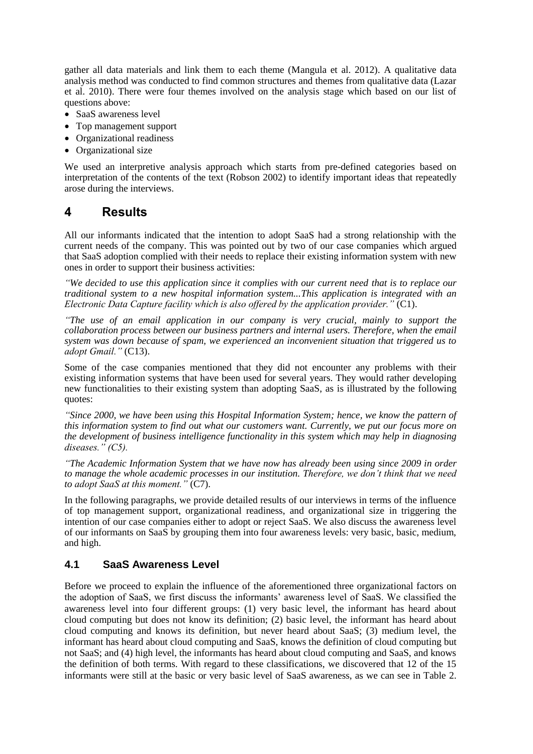gather all data materials and link them to each theme (Mangula et al. 2012). A qualitative data analysis method was conducted to find common structures and themes from qualitative data (Lazar et al. 2010). There were four themes involved on the analysis stage which based on our list of questions above:

- SaaS awareness level
- Top management support
- Organizational readiness
- Organizational size

We used an interpretive analysis approach which starts from pre-defined categories based on interpretation of the contents of the text (Robson 2002) to identify important ideas that repeatedly arose during the interviews.

# 4 Results

All our informants indicated that the intention to adopt SaaS had a strong relationship with the current needs of the company. This was pointed out by two of our case companies which argued that SaaS adoption complied with their needs to replace their existing information system with new ones in order to support their business activities:

*"We decided to use this application since it complies with our current need that is to replace our traditional system to a new hospital information system...This application is integrated with an Electronic Data Capture facility which is also offered by the application provider."* (C1).

*"The use of an email application in our company is very crucial, mainly to support the collaboration process between our business partners and internal users. Therefore, when the email system was down because of spam, we experienced an inconvenient situation that triggered us to adopt Gmail."* (C13).

Some of the case companies mentioned that they did not encounter any problems with their existing information systems that have been used for several years. They would rather developing new functionalities to their existing system than adopting SaaS, as is illustrated by the following quotes:

*"Since 2000, we have been using this Hospital Information System; hence, we know the pattern of this information system to find out what our customers want. Currently, we put our focus more on the development of business intelligence functionality in this system which may help in diagnosing diseases." (C5).*

*"The Academic Information System that we have now has already been using since 2009 in order to manage the whole academic processes in our institution. Therefore, we don't think that we need to adopt SaaS at this moment."* (C7).

In the following paragraphs, we provide detailed results of our interviews in terms of the influence of top management support, organizational readiness, and organizational size in triggering the intention of our case companies either to adopt or reject SaaS. We also discuss the awareness level of our informants on SaaS by grouping them into four awareness levels: very basic, basic, medium, and high.

## 4.1 SaaS Awareness Level

Before we proceed to explain the influence of the aforementioned three organizational factors on the adoption of SaaS, we first discuss the informants' awareness level of SaaS. We classified the awareness level into four different groups: (1) very basic level, the informant has heard about cloud computing but does not know its definition; (2) basic level, the informant has heard about cloud computing and knows its definition, but never heard about SaaS; (3) medium level, the informant has heard about cloud computing and SaaS, knows the definition of cloud computing but not SaaS; and (4) high level, the informants has heard about cloud computing and SaaS, and knows the definition of both terms. With regard to these classifications, we discovered that 12 of the 15 informants were still at the basic or very basic level of SaaS awareness, as we can see in Table 2.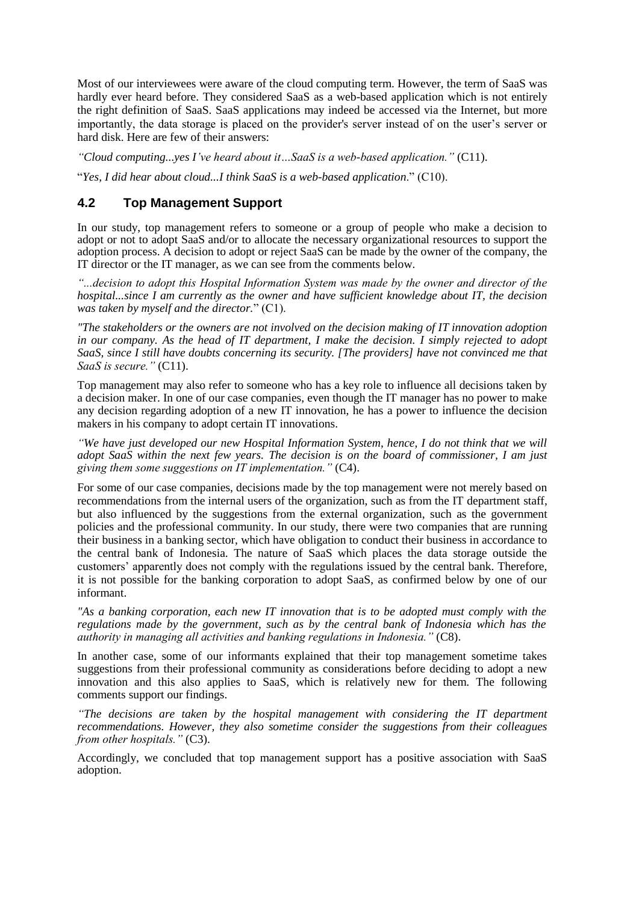Most of our interviewees were aware of the cloud computing term. However, the term of SaaS was hardly ever heard before. They considered SaaS as a web-based application which is not entirely the right definition of SaaS. SaaS applications may indeed be accessed via the Internet, but more importantly, the data storage is placed on the provider's server instead of on the user's server or hard disk. Here are few of their answers:

*"Cloud computing...yes I've heard about it…SaaS is a web-based application."* (C11).

"*Yes, I did hear about cloud...I think SaaS is a web-based application.*" (C10).

## 4.2 Top Management Support

In our study, top management refers to someone or a group of people who make a decision to adopt or not to adopt SaaS and/or to allocate the necessary organizational resources to support the adoption process. A decision to adopt or reject SaaS can be made by the owner of the company, the IT director or the IT manager, as we can see from the comments below.

*"...decision to adopt this Hospital Information System was made by the owner and director of the hospital...since I am currently as the owner and have sufficient knowledge about IT, the decision was taken by myself and the director.*" (C1).

*"The stakeholders or the owners are not involved on the decision making of IT innovation adoption in our company. As the head of IT department, I make the decision. I simply rejected to adopt SaaS, since I still have doubts concerning its security. [The providers] have not convinced me that SaaS is secure."* (C11).

Top management may also refer to someone who has a key role to influence all decisions taken by a decision maker. In one of our case companies, even though the IT manager has no power to make any decision regarding adoption of a new IT innovation, he has a power to influence the decision makers in his company to adopt certain IT innovations.

*"We have just developed our new Hospital Information System, hence, I do not think that we will adopt SaaS within the next few years. The decision is on the board of commissioner, I am just giving them some suggestions on IT implementation."* (C4).

For some of our case companies, decisions made by the top management were not merely based on recommendations from the internal users of the organization, such as from the IT department staff, but also influenced by the suggestions from the external organization, such as the government policies and the professional community. In our study, there were two companies that are running their business in a banking sector, which have obligation to conduct their business in accordance to the central bank of Indonesia. The nature of SaaS which places the data storage outside the customers' apparently does not comply with the regulations issued by the central bank. Therefore, it is not possible for the banking corporation to adopt SaaS, as confirmed below by one of our informant.

*"As a banking corporation, each new IT innovation that is to be adopted must comply with the regulations made by the government, such as by the central bank of Indonesia which has the authority in managing all activities and banking regulations in Indonesia."* (C8).

In another case, some of our informants explained that their top management sometime takes suggestions from their professional community as considerations before deciding to adopt a new innovation and this also applies to SaaS, which is relatively new for them. The following comments support our findings.

*"The decisions are taken by the hospital management with considering the IT department recommendations. However, they also sometime consider the suggestions from their colleagues from other hospitals."* (C3).

Accordingly, we concluded that top management support has a positive association with SaaS adoption.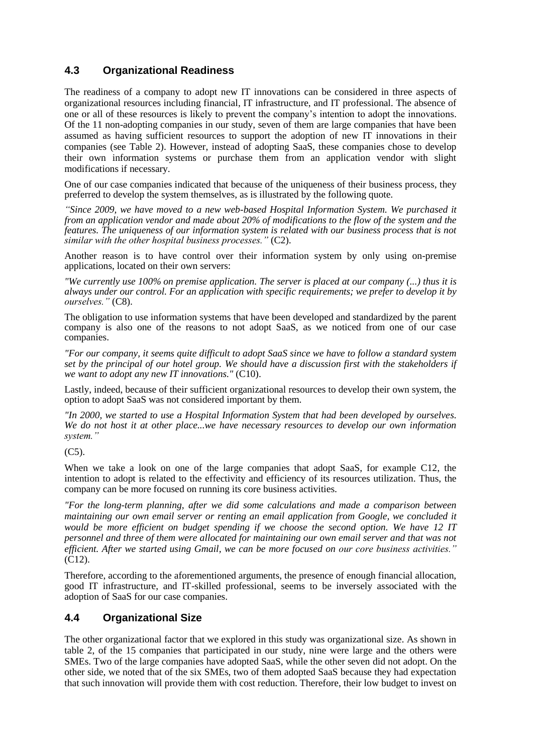### 4.3 Organizational Readiness

The readiness of a company to adopt new IT innovations can be considered in three aspects of organizational resources including financial, IT infrastructure, and IT professional. The absence of one or all of these resources is likely to prevent the company's intention to adopt the innovations. Of the 11 non-adopting companies in our study, seven of them are large companies that have been assumed as having sufficient resources to support the adoption of new IT innovations in their companies (see Table 2). However, instead of adopting SaaS, these companies chose to develop their own information systems or purchase them from an application vendor with slight modifications if necessary.

One of our case companies indicated that because of the uniqueness of their business process, they preferred to develop the system themselves, as is illustrated by the following quote.

*"Since 2009, we have moved to a new web-based Hospital Information System. We purchased it from an application vendor and made about 20% of modifications to the flow of the system and the features. The uniqueness of our information system is related with our business process that is not similar with the other hospital business processes."* (C2).

Another reason is to have control over their information system by only using on-premise applications, located on their own servers:

*"We currently use 100% on premise application. The server is placed at our company (...) thus it is always under our control. For an application with specific requirements; we prefer to develop it by ourselves."* (C8).

The obligation to use information systems that have been developed and standardized by the parent company is also one of the reasons to not adopt SaaS, as we noticed from one of our case companies.

*"For our company, it seems quite difficult to adopt SaaS since we have to follow a standard system set by the principal of our hotel group. We should have a discussion first with the stakeholders if we want to adopt any new IT innovations."* (C10).

Lastly, indeed, because of their sufficient organizational resources to develop their own system, the option to adopt SaaS was not considered important by them.

*"In 2000, we started to use a Hospital Information System that had been developed by ourselves. We do not host it at other place...we have necessary resources to develop our own information system."*

(C5).

When we take a look on one of the large companies that adopt SaaS, for example C12, the intention to adopt is related to the effectivity and efficiency of its resources utilization. Thus, the company can be more focused on running its core business activities.

*"For the long-term planning, after we did some calculations and made a comparison between maintaining our own email server or renting an email application from Google, we concluded it would be more efficient on budget spending if we choose the second option. We have 12 IT personnel and three of them were allocated for maintaining our own email server and that was not efficient. After we started using Gmail, we can be more focused on our core business activities."* (C12).

Therefore, according to the aforementioned arguments, the presence of enough financial allocation, good IT infrastructure, and IT-skilled professional, seems to be inversely associated with the adoption of SaaS for our case companies.

### 4.4 Organizational Size

The other organizational factor that we explored in this study was organizational size. As shown in table 2, of the 15 companies that participated in our study, nine were large and the others were SMEs. Two of the large companies have adopted SaaS, while the other seven did not adopt. On the other side, we noted that of the six SMEs, two of them adopted SaaS because they had expectation that such innovation will provide them with cost reduction. Therefore, their low budget to invest on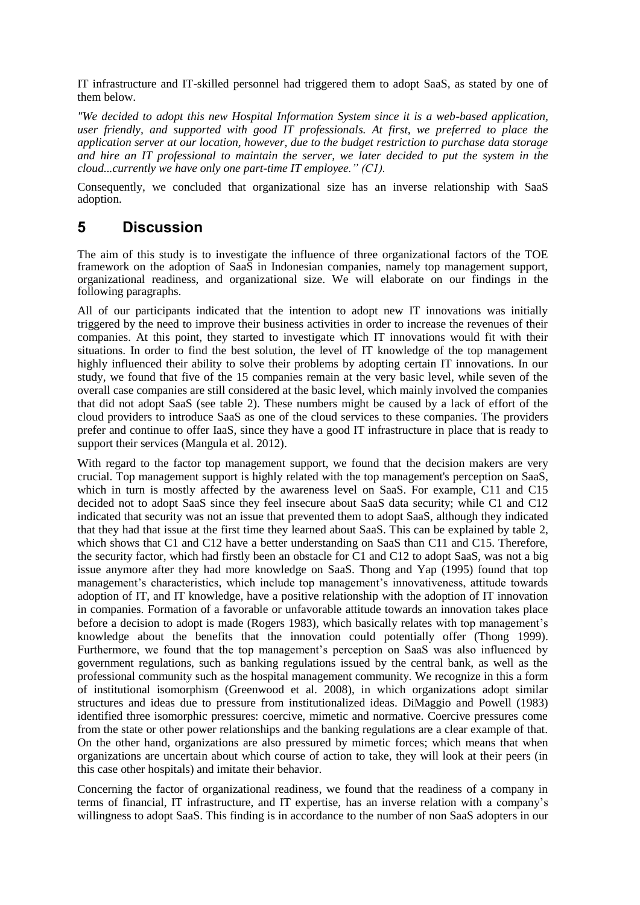IT infrastructure and IT-skilled personnel had triggered them to adopt SaaS, as stated by one of them below.

*"We decided to adopt this new Hospital Information System since it is a web-based application, user friendly, and supported with good IT professionals. At first, we preferred to place the application server at our location, however, due to the budget restriction to purchase data storage and hire an IT professional to maintain the server, we later decided to put the system in the cloud...currently we have only one part-time IT employee." (C1).*

Consequently, we concluded that organizational size has an inverse relationship with SaaS adoption.

## 5 Discussion

The aim of this study is to investigate the influence of three organizational factors of the TOE framework on the adoption of SaaS in Indonesian companies, namely top management support, organizational readiness, and organizational size. We will elaborate on our findings in the following paragraphs.

All of our participants indicated that the intention to adopt new IT innovations was initially triggered by the need to improve their business activities in order to increase the revenues of their companies. At this point, they started to investigate which IT innovations would fit with their situations. In order to find the best solution, the level of IT knowledge of the top management highly influenced their ability to solve their problems by adopting certain IT innovations. In our study, we found that five of the 15 companies remain at the very basic level, while seven of the overall case companies are still considered at the basic level, which mainly involved the companies that did not adopt SaaS (see table 2). These numbers might be caused by a lack of effort of the cloud providers to introduce SaaS as one of the cloud services to these companies. The providers prefer and continue to offer IaaS, since they have a good IT infrastructure in place that is ready to support their services (Mangula et al. 2012).

With regard to the factor top management support, we found that the decision makers are very crucial. Top management support is highly related with the top management's perception on SaaS, which in turn is mostly affected by the awareness level on SaaS. For example, C11 and C15 decided not to adopt SaaS since they feel insecure about SaaS data security; while C1 and C12 indicated that security was not an issue that prevented them to adopt SaaS, although they indicated that they had that issue at the first time they learned about SaaS. This can be explained by table 2, which shows that C1 and C12 have a better understanding on SaaS than C11 and C15. Therefore, the security factor, which had firstly been an obstacle for C1 and C12 to adopt SaaS, was not a big issue anymore after they had more knowledge on SaaS. Thong and Yap (1995) found that top management's characteristics, which include top management's innovativeness, attitude towards adoption of IT, and IT knowledge, have a positive relationship with the adoption of IT innovation in companies. Formation of a favorable or unfavorable attitude towards an innovation takes place before a decision to adopt is made (Rogers 1983), which basically relates with top management's knowledge about the benefits that the innovation could potentially offer (Thong 1999). Furthermore, we found that the top management's perception on SaaS was also influenced by government regulations, such as banking regulations issued by the central bank, as well as the professional community such as the hospital management community. We recognize in this a form of institutional isomorphism (Greenwood et al. 2008), in which organizations adopt similar structures and ideas due to pressure from institutionalized ideas. DiMaggio and Powell (1983) identified three isomorphic pressures: coercive, mimetic and normative. Coercive pressures come from the state or other power relationships and the banking regulations are a clear example of that. On the other hand, organizations are also pressured by mimetic forces; which means that when organizations are uncertain about which course of action to take, they will look at their peers (in this case other hospitals) and imitate their behavior.

Concerning the factor of organizational readiness, we found that the readiness of a company in terms of financial, IT infrastructure, and IT expertise, has an inverse relation with a company's willingness to adopt SaaS. This finding is in accordance to the number of non SaaS adopters in our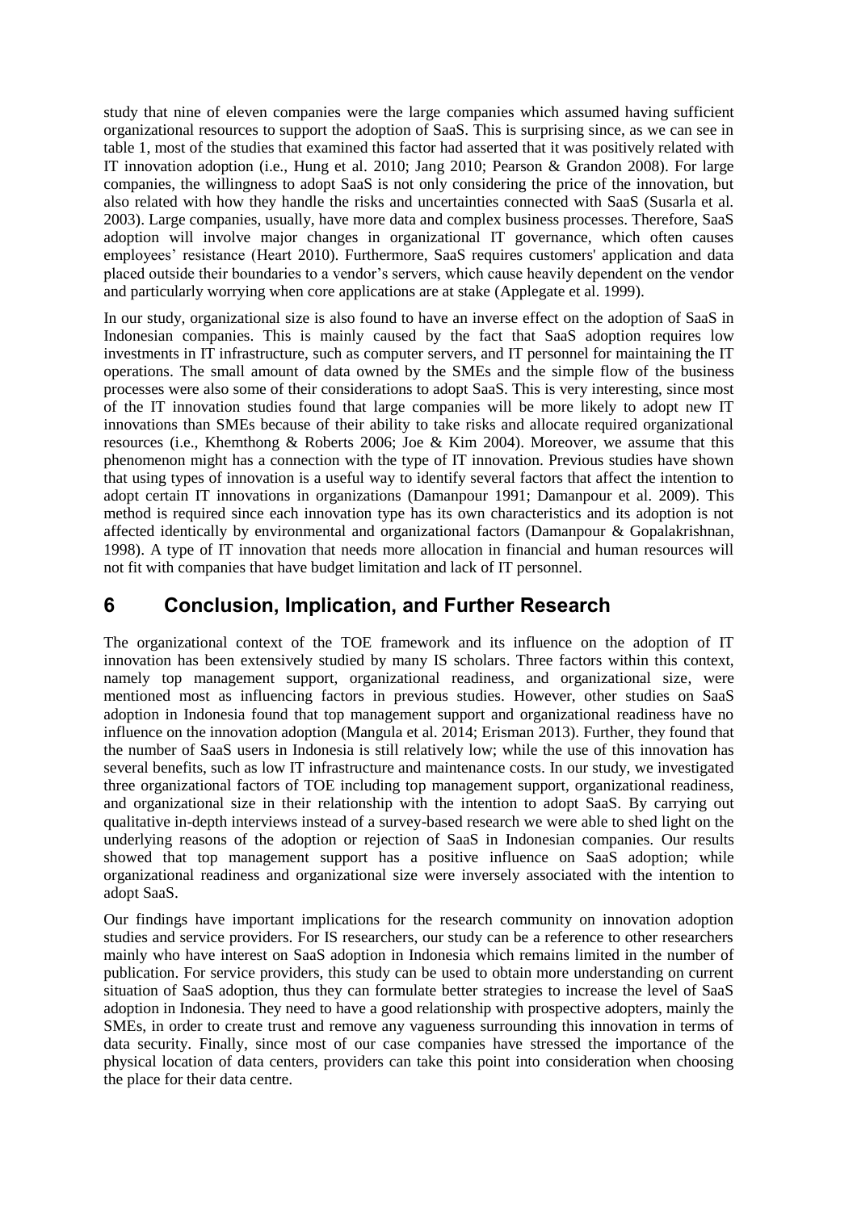study that nine of eleven companies were the large companies which assumed having sufficient organizational resources to support the adoption of SaaS. This is surprising since, as we can see in table 1, most of the studies that examined this factor had asserted that it was positively related with IT innovation adoption (i.e., Hung et al. 2010; Jang 2010; Pearson & Grandon 2008). For large companies, the willingness to adopt SaaS is not only considering the price of the innovation, but also related with how they handle the risks and uncertainties connected with SaaS (Susarla et al. 2003). Large companies, usually, have more data and complex business processes. Therefore, SaaS adoption will involve major changes in organizational IT governance, which often causes employees' resistance (Heart 2010). Furthermore, SaaS requires customers' application and data placed outside their boundaries to a vendor's servers, which cause heavily dependent on the vendor and particularly worrying when core applications are at stake (Applegate et al. 1999).

In our study, organizational size is also found to have an inverse effect on the adoption of SaaS in Indonesian companies. This is mainly caused by the fact that SaaS adoption requires low investments in IT infrastructure, such as computer servers, and IT personnel for maintaining the IT operations. The small amount of data owned by the SMEs and the simple flow of the business processes were also some of their considerations to adopt SaaS. This is very interesting, since most of the IT innovation studies found that large companies will be more likely to adopt new IT innovations than SMEs because of their ability to take risks and allocate required organizational resources (i.e., Khemthong & Roberts 2006; Joe & Kim 2004). Moreover, we assume that this phenomenon might has a connection with the type of IT innovation. Previous studies have shown that using types of innovation is a useful way to identify several factors that affect the intention to adopt certain IT innovations in organizations (Damanpour 1991; Damanpour et al. 2009). This method is required since each innovation type has its own characteristics and its adoption is not affected identically by environmental and organizational factors (Damanpour & Gopalakrishnan, 1998). A type of IT innovation that needs more allocation in financial and human resources will not fit with companies that have budget limitation and lack of IT personnel.

# 6 Conclusion, Implication, and Further Research

The organizational context of the TOE framework and its influence on the adoption of IT innovation has been extensively studied by many IS scholars. Three factors within this context, namely top management support, organizational readiness, and organizational size, were mentioned most as influencing factors in previous studies. However, other studies on SaaS adoption in Indonesia found that top management support and organizational readiness have no influence on the innovation adoption (Mangula et al. 2014; Erisman 2013). Further, they found that the number of SaaS users in Indonesia is still relatively low; while the use of this innovation has several benefits, such as low IT infrastructure and maintenance costs. In our study, we investigated three organizational factors of TOE including top management support, organizational readiness, and organizational size in their relationship with the intention to adopt SaaS. By carrying out qualitative in-depth interviews instead of a survey-based research we were able to shed light on the underlying reasons of the adoption or rejection of SaaS in Indonesian companies. Our results showed that top management support has a positive influence on SaaS adoption; while organizational readiness and organizational size were inversely associated with the intention to adopt SaaS.

Our findings have important implications for the research community on innovation adoption studies and service providers. For IS researchers, our study can be a reference to other researchers mainly who have interest on SaaS adoption in Indonesia which remains limited in the number of publication. For service providers, this study can be used to obtain more understanding on current situation of SaaS adoption, thus they can formulate better strategies to increase the level of SaaS adoption in Indonesia. They need to have a good relationship with prospective adopters, mainly the SMEs, in order to create trust and remove any vagueness surrounding this innovation in terms of data security. Finally, since most of our case companies have stressed the importance of the physical location of data centers, providers can take this point into consideration when choosing the place for their data centre.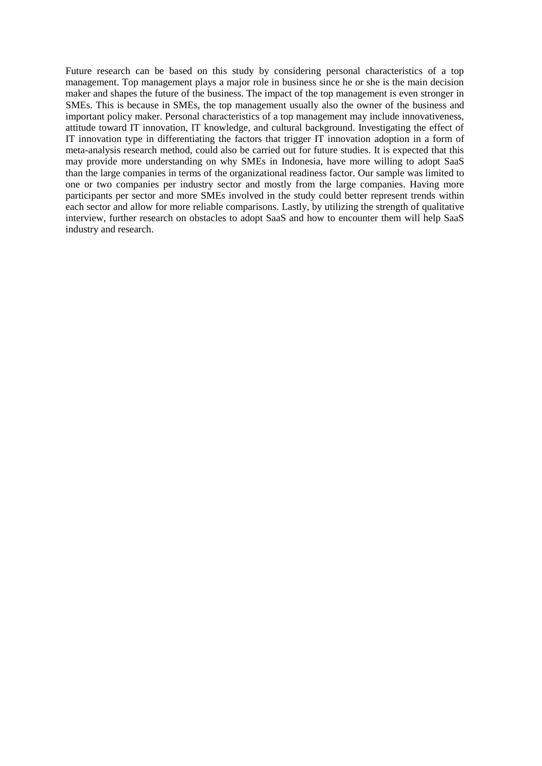Future research can be based on this study by considering personal characteristics of a top management. Top management plays a major role in business since he or she is the main decision maker and shapes the future of the business. The impact of the top management is even stronger in SMEs. This is because in SMEs, the top management usually also the owner of the business and important policy maker. Personal characteristics of a top management may include innovativeness, attitude toward IT innovation, IT knowledge, and cultural background. Investigating the effect of IT innovation type in differentiating the factors that trigger IT innovation adoption in a form of meta-analysis research method, could also be carried out for future studies. It is expected that this may provide more understanding on why SMEs in Indonesia, have more willing to adopt SaaS than the large companies in terms of the organizational readiness factor. Our sample was limited to one or two companies per industry sector and mostly from the large companies. Having more participants per sector and more SMEs involved in the study could better represent trends within each sector and allow for more reliable comparisons. Lastly, by utilizing the strength of qualitative interview, further research on obstacles to adopt SaaS and how to encounter them will help SaaS industry and research.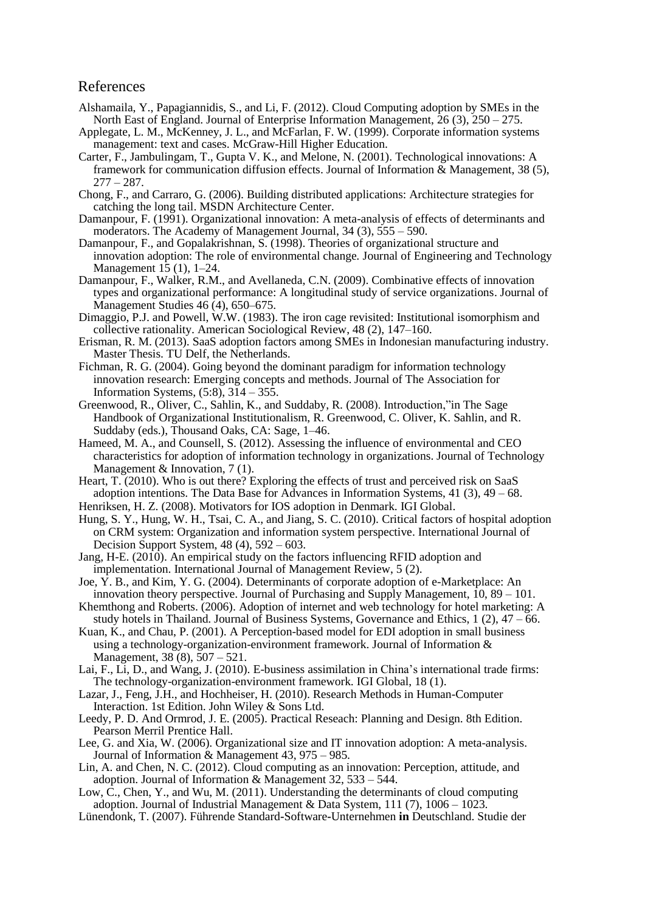# References

Alshamaila, Y., Papagiannidis, S., and Li, F. (2012). Cloud Computing adoption by SMEs in the North East of England. Journal of Enterprise Information Management, 26 (3), 250 – 275.

Applegate, L. M., McKenney, J. L., and McFarlan, F. W. (1999). Corporate information systems management: text and cases. McGraw-Hill Higher Education.

Carter, F., Jambulingam, T., Gupta V. K., and Melone, N. (2001). Technological innovations: A framework for communication diffusion effects. Journal of Information & Management, 38 (5), 277 – 287.

Chong, F., and Carraro, G. (2006). Building distributed applications: Architecture strategies for catching the long tail. MSDN Architecture Center.

Damanpour, F. (1991). Organizational innovation: A meta-analysis of effects of determinants and moderators. The Academy of Management Journal, 34 (3), 555 – 590.

Damanpour, F., and Gopalakrishnan, S. (1998). Theories of organizational structure and innovation adoption: The role of environmental change. Journal of Engineering and Technology Management 15 (1), 1–24.

Damanpour, F., Walker, R.M., and Avellaneda, C.N. (2009). Combinative effects of innovation types and organizational performance: A longitudinal study of service organizations. Journal of Management Studies 46 (4), 650–675.

Dimaggio, P.J. and Powell, W.W. (1983). The iron cage revisited: Institutional isomorphism and collective rationality. American Sociological Review, 48 (2), 147–160.

Erisman, R. M. (2013). SaaS adoption factors among SMEs in Indonesian manufacturing industry. Master Thesis. TU Delf, the Netherlands.

Fichman, R. G. (2004). Going beyond the dominant paradigm for information technology innovation research: Emerging concepts and methods. Journal of The Association for Information Systems, (5:8), 314 – 355.

Greenwood, R., Oliver, C., Sahlin, K., and Suddaby, R. (2008). Introduction,"in The Sage Handbook of Organizational Institutionalism, R. Greenwood, C. Oliver, K. Sahlin, and R. Suddaby (eds.), Thousand Oaks, CA: Sage, 1–46.

Hameed, M. A., and Counsell, S. (2012). Assessing the influence of environmental and CEO characteristics for adoption of information technology in organizations. Journal of Technology Management & Innovation, 7 (1).

Heart, T. (2010). Who is out there? Exploring the effects of trust and perceived risk on SaaS adoption intentions. The Data Base for Advances in Information Systems, 41 (3), 49 – 68.

Henriksen, H. Z. (2008). Motivators for IOS adoption in Denmark. IGI Global.

Hung, S. Y., Hung, W. H., Tsai, C. A., and Jiang, S. C. (2010). Critical factors of hospital adoption on CRM system: Organization and information system perspective. International Journal of Decision Support System, 48 (4), 592 – 603.

Jang, H-E. (2010). An empirical study on the factors influencing RFID adoption and implementation. International Journal of Management Review, 5 (2).

Joe, Y. B., and Kim, Y. G. (2004). Determinants of corporate adoption of e-Marketplace: An innovation theory perspective. Journal of Purchasing and Supply Management, 10, 89 – 101.

Khemthong and Roberts. (2006). Adoption of internet and web technology for hotel marketing: A study hotels in Thailand. Journal of Business Systems, Governance and Ethics, 1 (2), 47 – 66.

Kuan, K., and Chau, P. (2001). A Perception-based model for EDI adoption in small business using a technology-organization-environment framework. Journal of Information & Management, 38 (8), 507 – 521.

Lai, F., Li, D., and Wang, J. (2010). E-business assimilation in China's international trade firms: The technology-organization-environment framework. IGI Global, 18 (1).

Lazar, J., Feng, J.H., and Hochheiser, H. (2010). Research Methods in Human-Computer Interaction. 1st Edition. John Wiley & Sons Ltd.

Leedy, P. D. And Ormrod, J. E. (2005). Practical Reseach: Planning and Design. 8th Edition. Pearson Merril Prentice Hall.

Lee, G. and Xia, W. (2006). Organizational size and IT innovation adoption: A meta-analysis. Journal of Information & Management 43, 975 – 985.

Lin, A. and Chen, N. C. (2012). Cloud computing as an innovation: Perception, attitude, and adoption. Journal of Information & Management 32, 533 – 544.

Low, C., Chen, Y., and Wu, M. (2011). Understanding the determinants of cloud computing adoption. Journal of Industrial Management & Data System, 111 (7), 1006 – 1023.

Lünendonk, T. (2007). Führende Standard-Software-Unternehmen **in** Deutschland. Studie der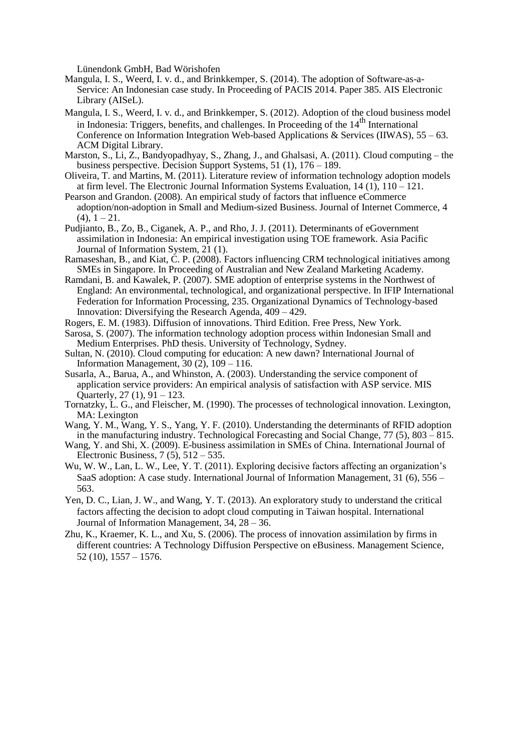Lünendonk GmbH, Bad Wörishofen

Mangula, I. S., Weerd, I. v. d., and Brinkkemper, S. (2014). The adoption of Software-as-a-Service: An Indonesian case study. In Proceeding of PACIS 2014. Paper 385. AIS Electronic Library (AISeL).

Mangula, I. S., Weerd, I. v. d., and Brinkkemper, S. (2012). Adoption of the cloud business model in Indonesia: Triggers, benefits, and challenges. In Proceeding of the 14th International Conference on Information Integration Web-based Applications & Services (IIWAS), 55 – 63. ACM Digital Library.

Marston, S., Li, Z., Bandyopadhyay, S., Zhang, J., and Ghalsasi, A. (2011). Cloud computing – the business perspective. Decision Support Systems, 51 (1), 176 – 189.

Oliveira, T. and Martins, M. (2011). Literature review of information technology adoption models at firm level. The Electronic Journal Information Systems Evaluation, 14 (1), 110 – 121.

Pearson and Grandon. (2008). An empirical study of factors that influence eCommerce adoption/non-adoption in Small and Medium-sized Business. Journal of Internet Commerce, 4 (4), 1 – 21.

Pudjianto, B., Zo, B., Ciganek, A. P., and Rho, J. J. (2011). Determinants of eGovernment assimilation in Indonesia: An empirical investigation using TOE framework. Asia Pacific Journal of Information System, 21 (1).

Ramaseshan, B., and Kiat, C. P. (2008). Factors influencing CRM technological initiatives among SMEs in Singapore. In Proceeding of Australian and New Zealand Marketing Academy.

Ramdani, B. and Kawalek, P. (2007). SME adoption of enterprise systems in the Northwest of England: An environmental, technological, and organizational perspective. In IFIP International Federation for Information Processing, 235. Organizational Dynamics of Technology-based Innovation: Diversifying the Research Agenda, 409 – 429.

Rogers, E. M. (1983). Diffusion of innovations. Third Edition. Free Press, New York.

Sarosa, S. (2007). The information technology adoption process within Indonesian Small and Medium Enterprises. PhD thesis. University of Technology, Sydney.

Sultan, N. (2010). Cloud computing for education: A new dawn? International Journal of Information Management, 30 (2), 109 – 116.

Susarla, A., Barua, A., and Whinston, A. (2003). Understanding the service component of application service providers: An empirical analysis of satisfaction with ASP service. MIS Quarterly, 27 (1), 91 – 123.

Tornatzky, L. G., and Fleischer, M. (1990). The processes of technological innovation. Lexington, MA: Lexington

Wang, Y. M., Wang, Y. S., Yang, Y. F. (2010). Understanding the determinants of RFID adoption in the manufacturing industry. Technological Forecasting and Social Change, 77 (5), 803 – 815.

Wang, Y. and Shi, X. (2009). E-business assimilation in SMEs of China. International Journal of Electronic Business, 7 (5), 512 – 535.

Wu, W. W., Lan, L. W., Lee, Y. T. (2011). Exploring decisive factors affecting an organization's SaaS adoption: A case study. International Journal of Information Management, 31 (6), 556 – 563.

Yen, D. C., Lian, J. W., and Wang, Y. T. (2013). An exploratory study to understand the critical factors affecting the decision to adopt cloud computing in Taiwan hospital. International Journal of Information Management, 34, 28 – 36.

Zhu, K., Kraemer, K. L., and Xu, S. (2006). The process of innovation assimilation by firms in different countries: A Technology Diffusion Perspective on eBusiness. Management Science, 52 (10), 1557 – 1576.